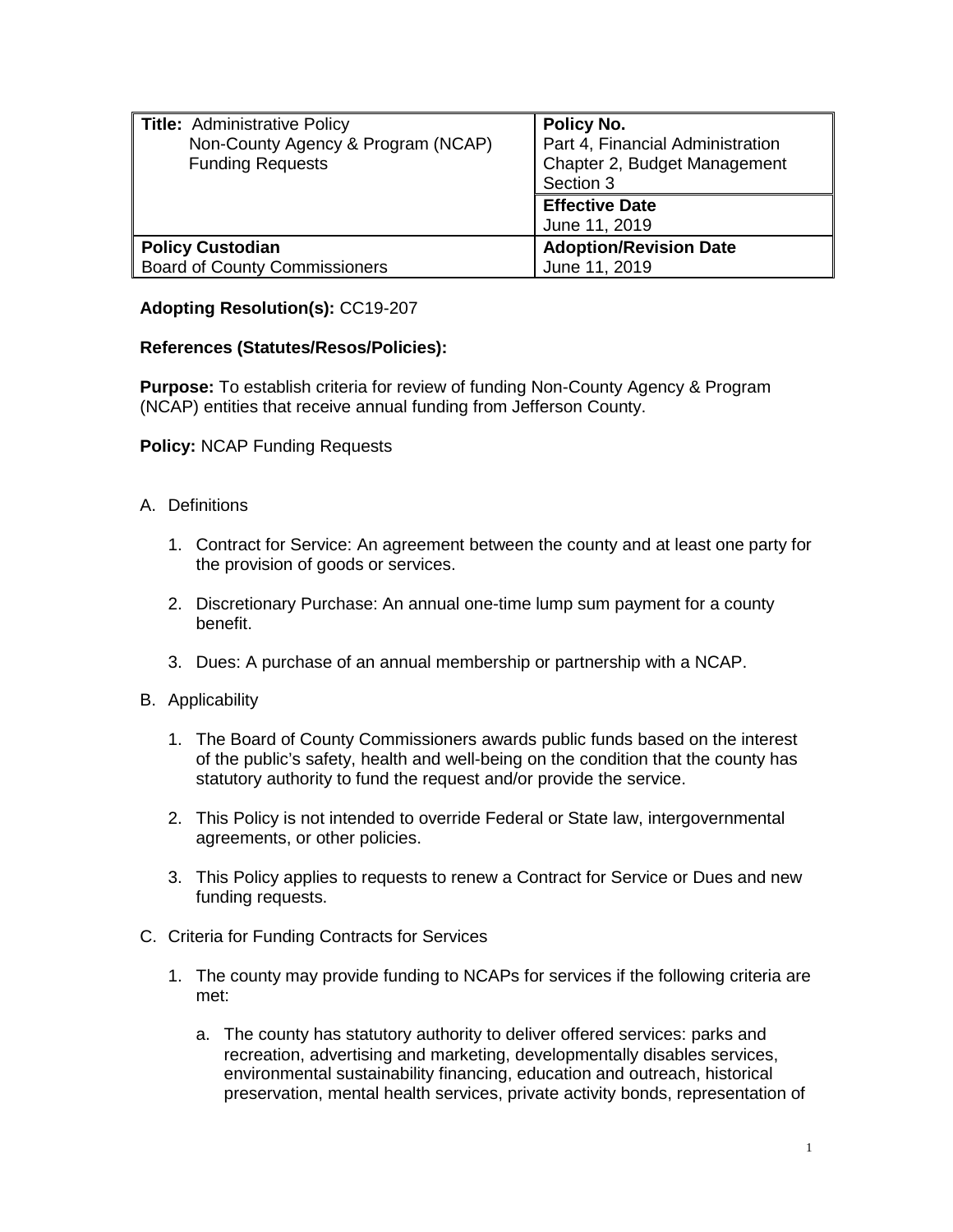| **Title:** Administrative Policy Non-County Agency & Program (NCAP) Funding Requests | **Policy No.** Part 4, Financial Administration Chapter 2, Budget Management Section 3 |
| --- | --- |
| | **Effective Date** June 11, 2019 |
| **Policy Custodian** Board of County Commissioners | **Adoption/Revision Date** June 11, 2019 |

**Adopting Resolution(s):** CC19-207

**References (Statutes/Resos/Policies):**

**Purpose:** To establish criteria for review of funding Non-County Agency & Program (NCAP) entities that receive annual funding from Jefferson County.

**Policy:** NCAP Funding Requests

A. Definitions

   1. Contract for Service: An agreement between the county and at least one party for the provision of goods or services.

   2. Discretionary Purchase: An annual one-time lump sum payment for a county benefit.

   3. Dues: A purchase of an annual membership or partnership with a NCAP.

B. Applicability

   1. The Board of County Commissioners awards public funds based on the interest of the public's safety, health and well-being on the condition that the county has statutory authority to fund the request and/or provide the service.

   2. This Policy is not intended to override Federal or State law, intergovernmental agreements, or other policies.

   3. This Policy applies to requests to renew a Contract for Service or Dues and new funding requests.

C. Criteria for Funding Contracts for Services

   1. The county may provide funding to NCAPs for services if the following criteria are met:

      a. The county has statutory authority to deliver offered services: parks and recreation, advertising and marketing, developmentally disables services, environmental sustainability financing, education and outreach, historical preservation, mental health services, private activity bonds, representation of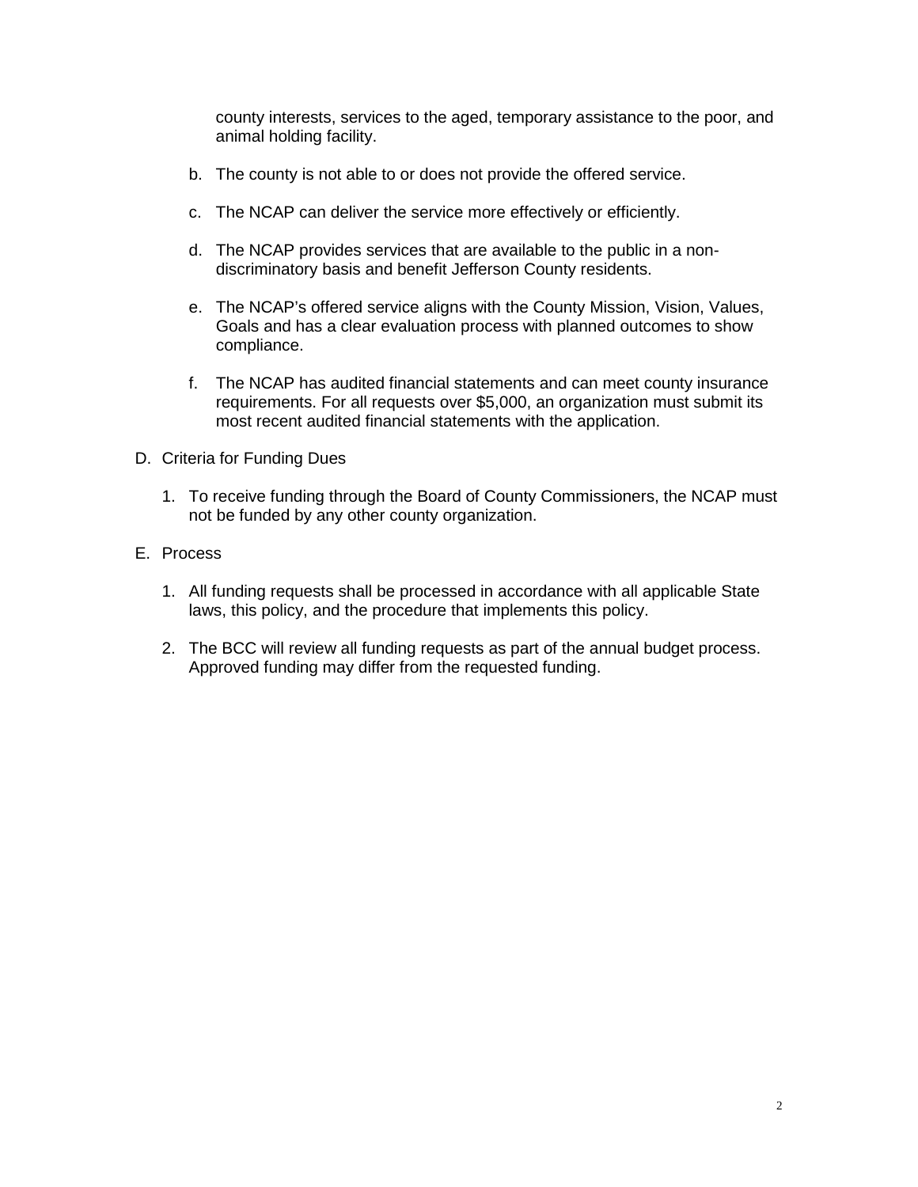county interests, services to the aged, temporary assistance to the poor, and animal holding facility.

b. The county is not able to or does not provide the offered service.

c. The NCAP can deliver the service more effectively or efficiently.

d. The NCAP provides services that are available to the public in a non-discriminatory basis and benefit Jefferson County residents.

e. The NCAP's offered service aligns with the County Mission, Vision, Values, Goals and has a clear evaluation process with planned outcomes to show compliance.

f. The NCAP has audited financial statements and can meet county insurance requirements. For all requests over $5,000, an organization must submit its most recent audited financial statements with the application.

D. Criteria for Funding Dues

1. To receive funding through the Board of County Commissioners, the NCAP must not be funded by any other county organization.

E. Process

1. All funding requests shall be processed in accordance with all applicable State laws, this policy, and the procedure that implements this policy.

2. The BCC will review all funding requests as part of the annual budget process. Approved funding may differ from the requested funding.